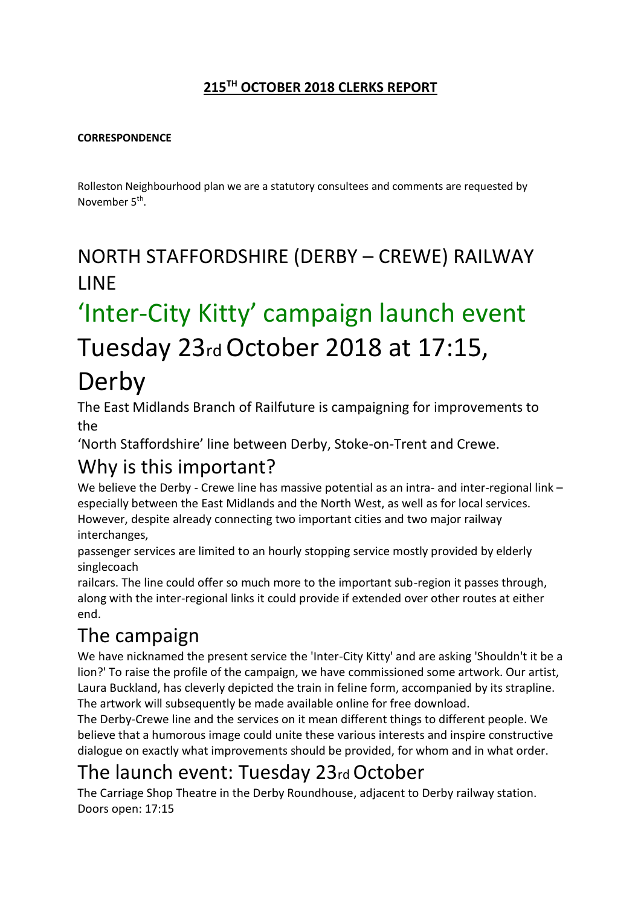## 215[TH] OCTOBER 2018 CLERKS REPORT

**CORRESPONDENCE**

Rolleston Neighbourhood plan we are a statutory consultees and comments are requested by November 5[th].

# NORTH STAFFORDSHIRE (DERBY – CREWE) RAILWAY LINE

# 'Inter-City Kitty' campaign launch event

# Tuesday 23rd October 2018 at 17:15, Derby

The East Midlands Branch of Railfuture is campaigning for improvements to the 'North Staffordshire' line between Derby, Stoke-on-Trent and Crewe.

## Why is this important?

We believe the Derby - Crewe line has massive potential as an intra- and inter-regional link – especially between the East Midlands and the North West, as well as for local services. However, despite already connecting two important cities and two major railway interchanges, passenger services are limited to an hourly stopping service mostly provided by elderly singlecoach railcars. The line could offer so much more to the important sub-region it passes through, along with the inter-regional links it could provide if extended over other routes at either end.

## The campaign

We have nicknamed the present service the 'Inter-City Kitty' and are asking 'Shouldn't it be a lion?' To raise the profile of the campaign, we have commissioned some artwork. Our artist, Laura Buckland, has cleverly depicted the train in feline form, accompanied by its strapline. The artwork will subsequently be made available online for free download.

The Derby-Crewe line and the services on it mean different things to different people. We believe that a humorous image could unite these various interests and inspire constructive dialogue on exactly what improvements should be provided, for whom and in what order.

## The launch event: Tuesday 23rd October

The Carriage Shop Theatre in the Derby Roundhouse, adjacent to Derby railway station.
Doors open: 17:15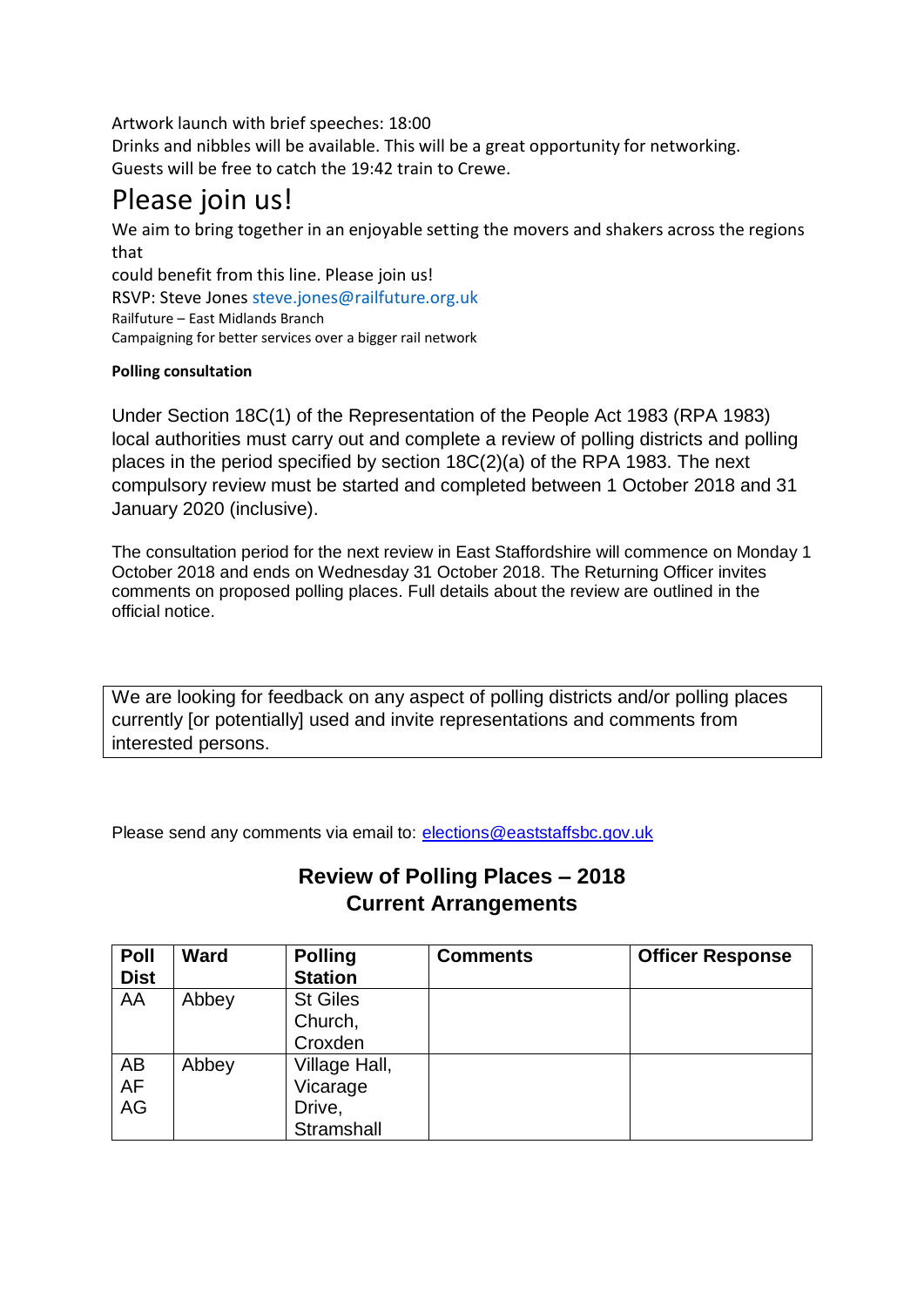Artwork launch with brief speeches: 18:00
Drinks and nibbles will be available. This will be a great opportunity for networking.
Guests will be free to catch the 19:42 train to Crewe.

# Please join us!

We aim to bring together in an enjoyable setting the movers and shakers across the regions that
could benefit from this line. Please join us!
RSVP: Steve Jones steve.jones@railfuture.org.uk
Railfuture – East Midlands Branch
Campaigning for better services over a bigger rail network

**Polling consultation**

Under Section 18C(1) of the Representation of the People Act 1983 (RPA 1983) local authorities must carry out and complete a review of polling districts and polling places in the period specified by section 18C(2)(a) of the RPA 1983. The next compulsory review must be started and completed between 1 October 2018 and 31 January 2020 (inclusive).

The consultation period for the next review in East Staffordshire will commence on Monday 1 October 2018 and ends on Wednesday 31 October 2018. The Returning Officer invites comments on proposed polling places. Full details about the review are outlined in the official notice.

We are looking for feedback on any aspect of polling districts and/or polling places currently [or potentially] used and invite representations and comments from interested persons.

Please send any comments via email to: elections@eaststaffsbc.gov.uk

## Review of Polling Places – 2018
## Current Arrangements

| Poll Dist | Ward | Polling Station | Comments | Officer Response |
|---|---|---|---|---|
| AA | Abbey | St Giles Church, Croxden | | |
| AB AF AG | Abbey | Village Hall, Vicarage Drive, Stramshall | | |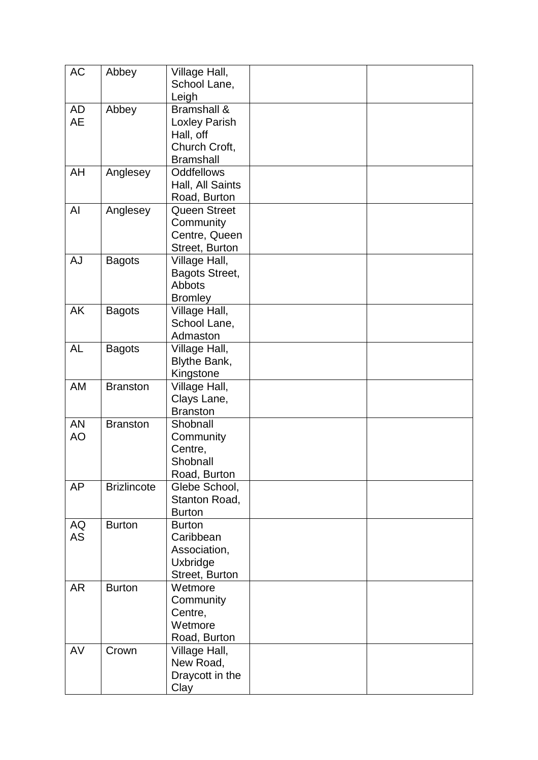| | | | | |
|---|---|---|---|---|
| AC | Abbey | Village Hall, School Lane, Leigh | | |
| AD AE | Abbey | Bramshall & Loxley Parish Hall, off Church Croft, Bramshall | | |
| AH | Anglesey | Oddfellows Hall, All Saints Road, Burton | | |
| AI | Anglesey | Queen Street Community Centre, Queen Street, Burton | | |
| AJ | Bagots | Village Hall, Bagots Street, Abbots Bromley | | |
| AK | Bagots | Village Hall, School Lane, Admaston | | |
| AL | Bagots | Village Hall, Blythe Bank, Kingstone | | |
| AM | Branston | Village Hall, Clays Lane, Branston | | |
| AN AO | Branston | Shobnall Community Centre, Shobnall Road, Burton | | |
| AP | Brizlincote | Glebe School, Stanton Road, Burton | | |
| AQ AS | Burton | Burton Caribbean Association, Uxbridge Street, Burton | | |
| AR | Burton | Wetmore Community Centre, Wetmore Road, Burton | | |
| AV | Crown | Village Hall, New Road, Draycott in the Clay | | |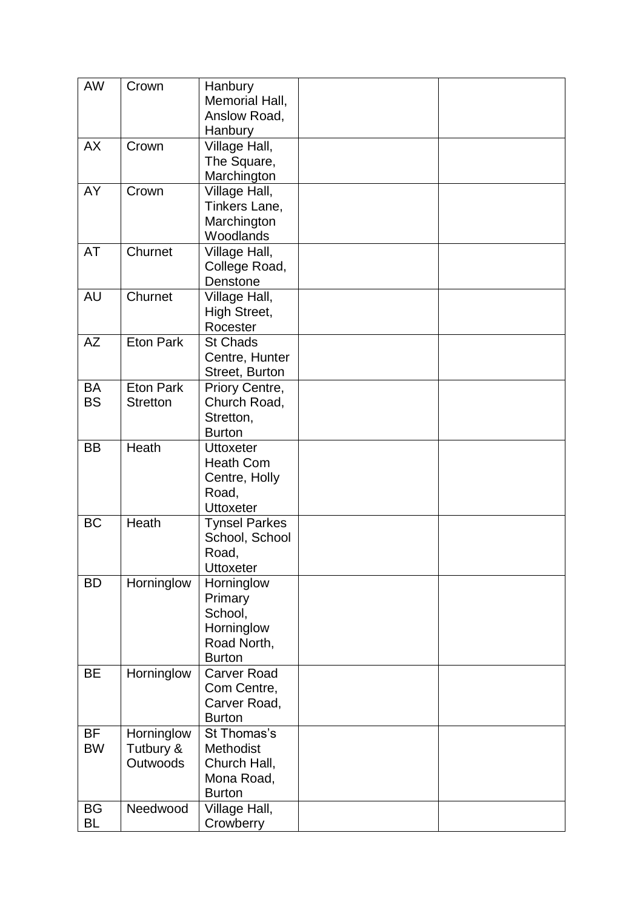| AW | Crown | Hanbury Memorial Hall, Anslow Road, Hanbury | | |
|---|---|---|---|---|
| AX | Crown | Village Hall, The Square, Marchington | | |
| AY | Crown | Village Hall, Tinkers Lane, Marchington Woodlands | | |
| AT | Churnet | Village Hall, College Road, Denstone | | |
| AU | Churnet | Village Hall, High Street, Rocester | | |
| AZ | Eton Park | St Chads Centre, Hunter Street, Burton | | |
| BA BS | Eton Park Stretton | Priory Centre, Church Road, Stretton, Burton | | |
| BB | Heath | Uttoxeter Heath Com Centre, Holly Road, Uttoxeter | | |
| BC | Heath | Tynsel Parkes School, School Road, Uttoxeter | | |
| BD | Horninglow | Horninglow Primary School, Horninglow Road North, Burton | | |
| BE | Horninglow | Carver Road Com Centre, Carver Road, Burton | | |
| BF BW | Horninglow Tutbury & Outwoods | St Thomas's Methodist Church Hall, Mona Road, Burton | | |
| BG BL | Needwood | Village Hall, Crowberry | | |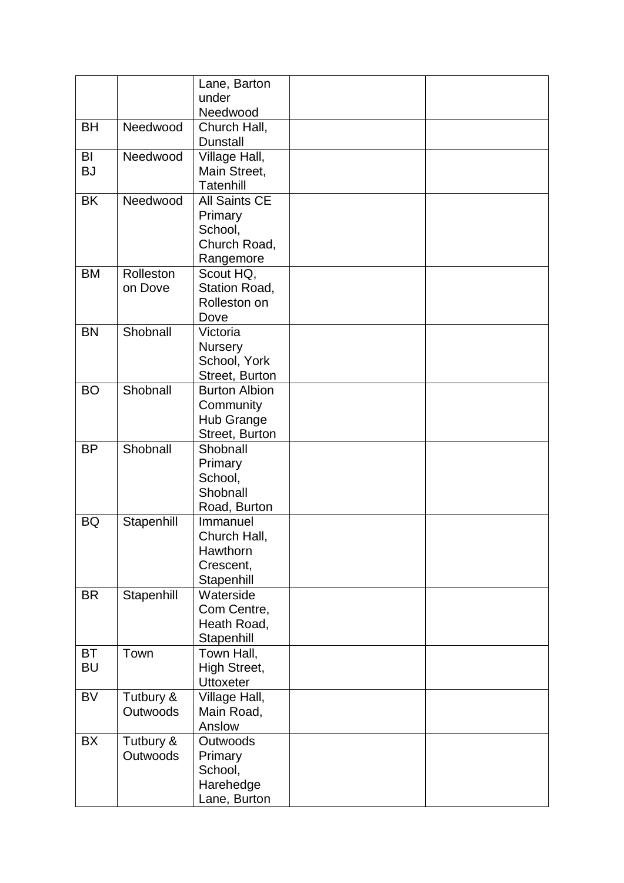| | | | | |
|---|---|---|---|---|
| | | Lane, Barton under Needwood | | |
| BH | Needwood | Church Hall, Dunstall | | |
| BI BJ | Needwood | Village Hall, Main Street, Tatenhill | | |
| BK | Needwood | All Saints CE Primary School, Church Road, Rangemore | | |
| BM | Rolleston on Dove | Scout HQ, Station Road, Rolleston on Dove | | |
| BN | Shobnall | Victoria Nursery School, York Street, Burton | | |
| BO | Shobnall | Burton Albion Community Hub Grange Street, Burton | | |
| BP | Shobnall | Shobnall Primary School, Shobnall Road, Burton | | |
| BQ | Stapenhill | Immanuel Church Hall, Hawthorn Crescent, Stapenhill | | |
| BR | Stapenhill | Waterside Com Centre, Heath Road, Stapenhill | | |
| BT BU | Town | Town Hall, High Street, Uttoxeter | | |
| BV | Tutbury & Outwoods | Village Hall, Main Road, Anslow | | |
| BX | Tutbury & Outwoods | Outwoods Primary School, Harehedge Lane, Burton | | |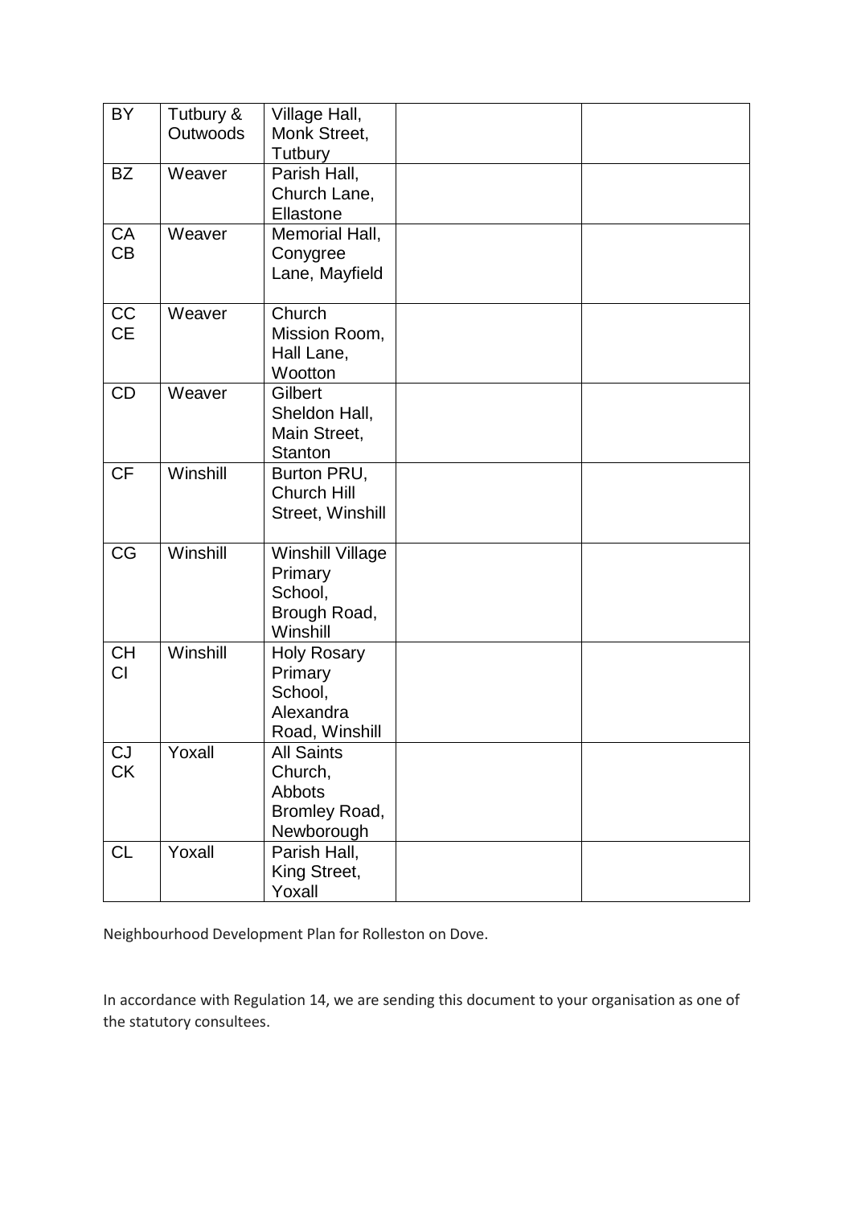| | | | | |
|---|---|---|---|---|
| BY | Tutbury & Outwoods | Village Hall, Monk Street, Tutbury | | |
| BZ | Weaver | Parish Hall, Church Lane, Ellastone | | |
| CA CB | Weaver | Memorial Hall, Conygree Lane, Mayfield | | |
| CC CE | Weaver | Church Mission Room, Hall Lane, Wootton | | |
| CD | Weaver | Gilbert Sheldon Hall, Main Street, Stanton | | |
| CF | Winshill | Burton PRU, Church Hill Street, Winshill | | |
| CG | Winshill | Winshill Village Primary School, Brough Road, Winshill | | |
| CH CI | Winshill | Holy Rosary Primary School, Alexandra Road, Winshill | | |
| CJ CK | Yoxall | All Saints Church, Abbots Bromley Road, Newborough | | |
| CL | Yoxall | Parish Hall, King Street, Yoxall | | |

Neighbourhood Development Plan for Rolleston on Dove.

In accordance with Regulation 14, we are sending this document to your organisation as one of the statutory consultees.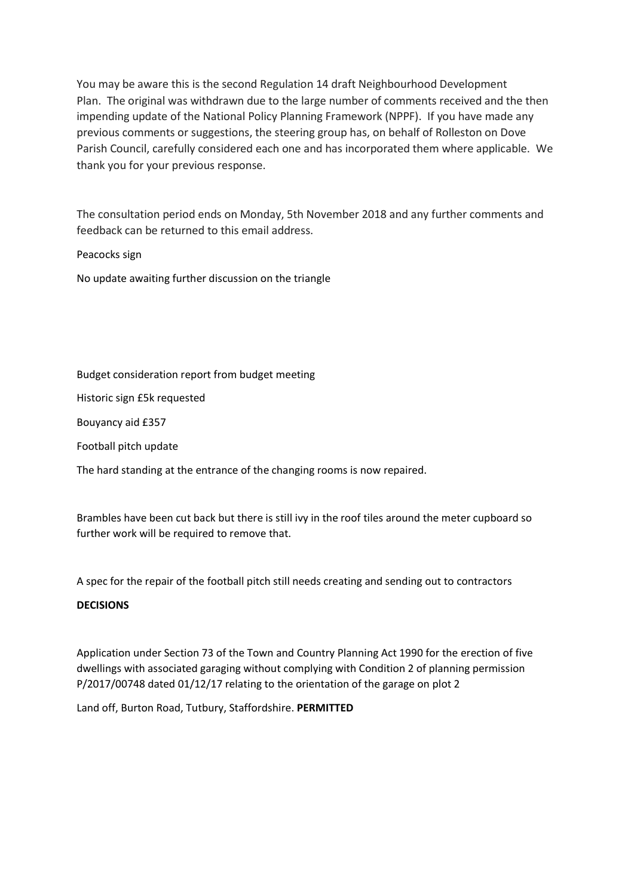You may be aware this is the second Regulation 14 draft Neighbourhood Development Plan. The original was withdrawn due to the large number of comments received and the then impending update of the National Policy Planning Framework (NPPF). If you have made any previous comments or suggestions, the steering group has, on behalf of Rolleston on Dove Parish Council, carefully considered each one and has incorporated them where applicable. We thank you for your previous response.

The consultation period ends on Monday, 5th November 2018 and any further comments and feedback can be returned to this email address.

Peacocks sign

No update awaiting further discussion on the triangle

Budget consideration report from budget meeting

Historic sign £5k requested

Bouyancy aid £357

Football pitch update

The hard standing at the entrance of the changing rooms is now repaired.

Brambles have been cut back but there is still ivy in the roof tiles around the meter cupboard so further work will be required to remove that.

A spec for the repair of the football pitch still needs creating and sending out to contractors

**DECISIONS**

Application under Section 73 of the Town and Country Planning Act 1990 for the erection of five dwellings with associated garaging without complying with Condition 2 of planning permission P/2017/00748 dated 01/12/17 relating to the orientation of the garage on plot 2

Land off, Burton Road, Tutbury, Staffordshire. **PERMITTED**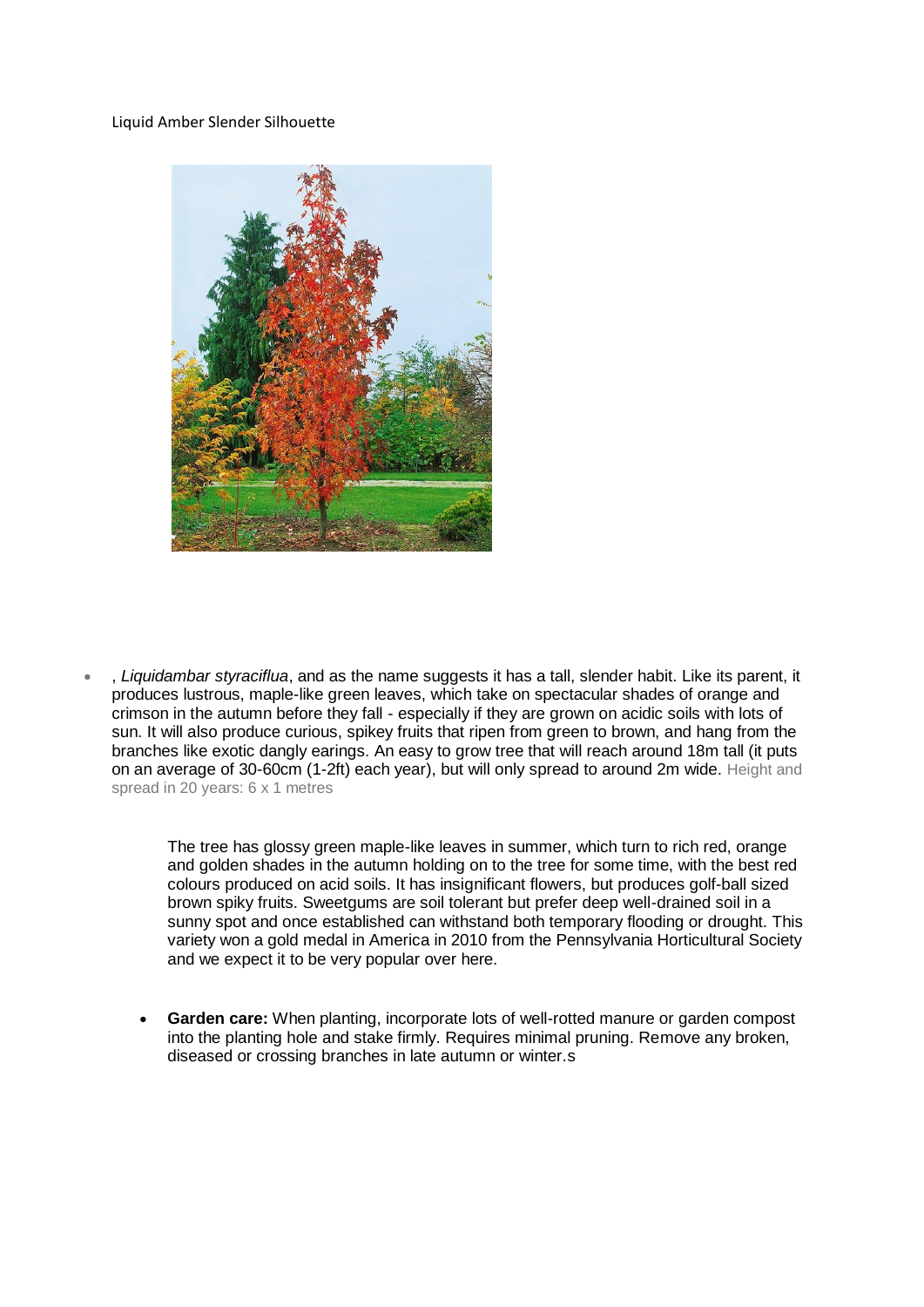Liquid Amber Slender Silhouette

- , *Liquidambar styraciflua*, and as the name suggests it has a tall, slender habit. Like its parent, it produces lustrous, maple-like green leaves, which take on spectacular shades of orange and crimson in the autumn before they fall - especially if they are grown on acidic soils with lots of sun. It will also produce curious, spikey fruits that ripen from green to brown, and hang from the branches like exotic dangly earings. An easy to grow tree that will reach around 18m tall (it puts on an average of 30-60cm (1-2ft) each year), but will only spread to around 2m wide. Height and spread in 20 years: 6 x 1 metres

The tree has glossy green maple-like leaves in summer, which turn to rich red, orange and golden shades in the autumn holding on to the tree for some time, with the best red colours produced on acid soils. It has insignificant flowers, but produces golf-ball sized brown spiky fruits. Sweetgums are soil tolerant but prefer deep well-drained soil in a sunny spot and once established can withstand both temporary flooding or drought. This variety won a gold medal in America in 2010 from the Pennsylvania Horticultural Society and we expect it to be very popular over here.

- **Garden care:** When planting, incorporate lots of well-rotted manure or garden compost into the planting hole and stake firmly. Requires minimal pruning. Remove any broken, diseased or crossing branches in late autumn or winter.s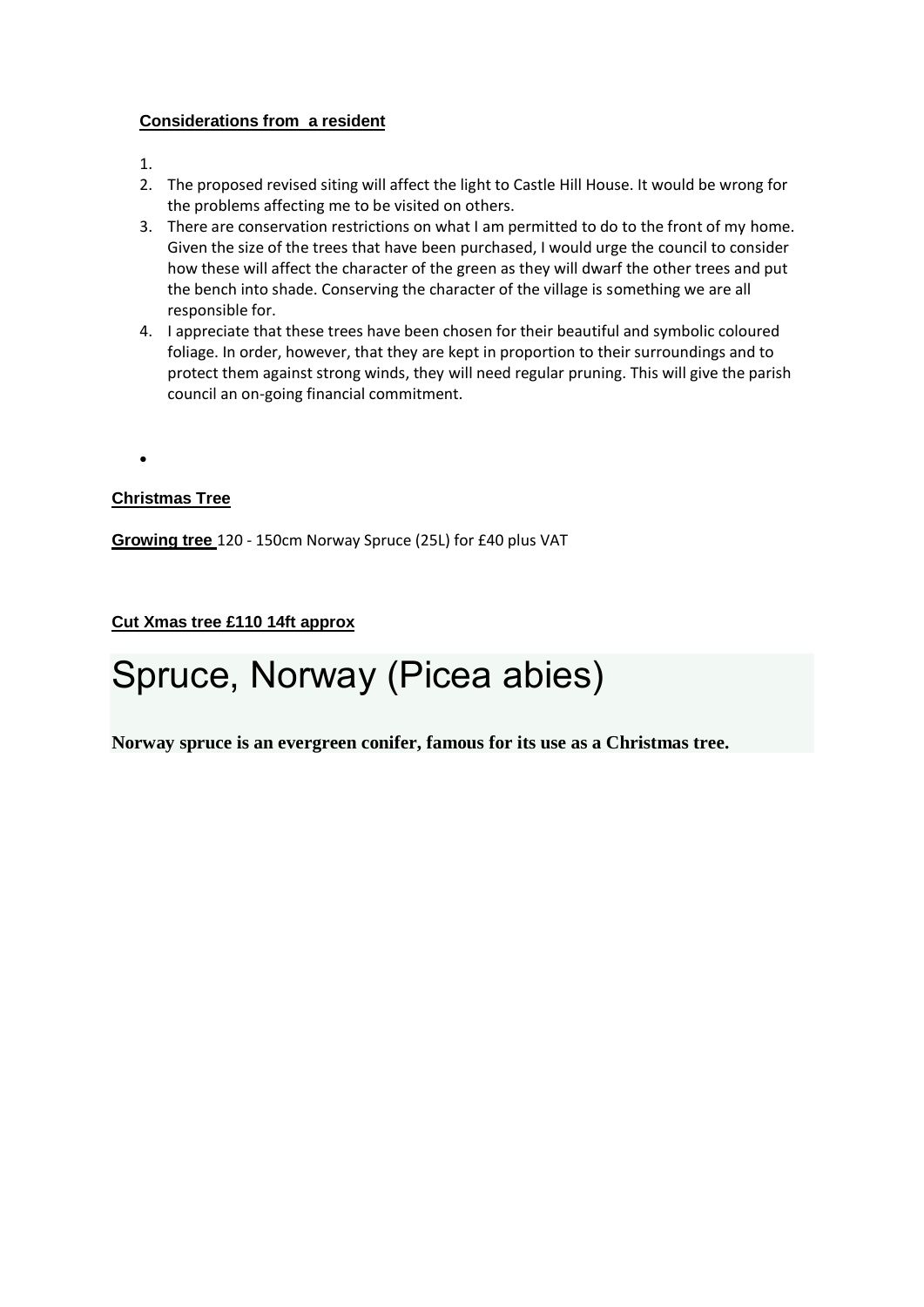**Considerations from a resident**

1.
2. The proposed revised siting will affect the light to Castle Hill House. It would be wrong for the problems affecting me to be visited on others.
3. There are conservation restrictions on what I am permitted to do to the front of my home. Given the size of the trees that have been purchased, I would urge the council to consider how these will affect the character of the green as they will dwarf the other trees and put the bench into shade. Conserving the character of the village is something we are all responsible for.
4. I appreciate that these trees have been chosen for their beautiful and symbolic coloured foliage. In order, however, that they are kept in proportion to their surroundings and to protect them against strong winds, they will need regular pruning. This will give the parish council an on-going financial commitment.

-

**Christmas Tree**

**Growing tree** 120 - 150cm Norway Spruce (25L) for £40 plus VAT

**Cut Xmas tree £110 14ft approx**

# Spruce, Norway (Picea abies)

**Norway spruce is an evergreen conifer, famous for its use as a Christmas tree.**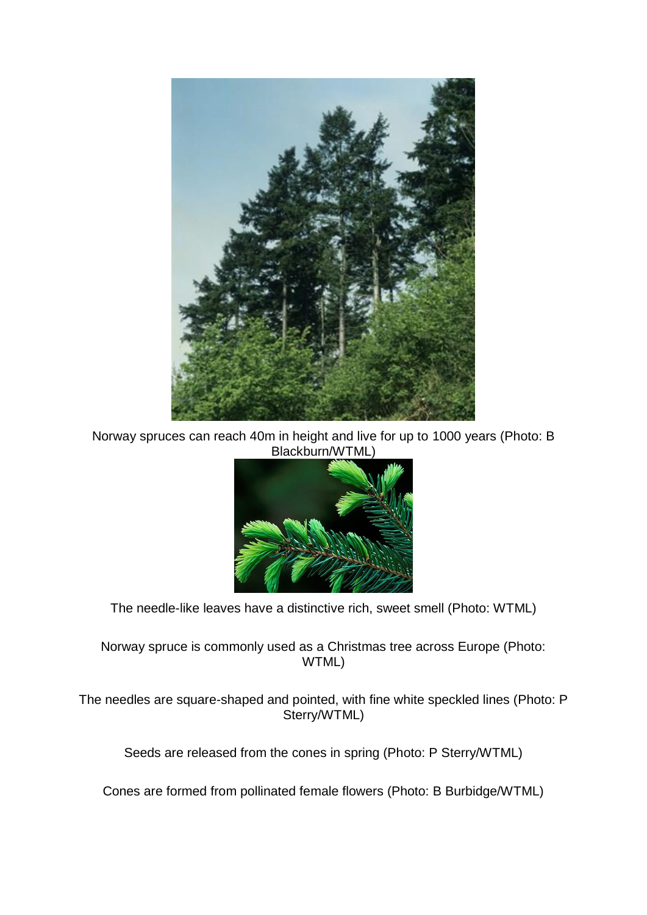Norway spruces can reach 40m in height and live for up to 1000 years (Photo: B Blackburn/WTML)

The needle-like leaves have a distinctive rich, sweet smell (Photo: WTML)

Norway spruce is commonly used as a Christmas tree across Europe (Photo: WTML)

The needles are square-shaped and pointed, with fine white speckled lines (Photo: P Sterry/WTML)

Seeds are released from the cones in spring (Photo: P Sterry/WTML)

Cones are formed from pollinated female flowers (Photo: B Burbidge/WTML)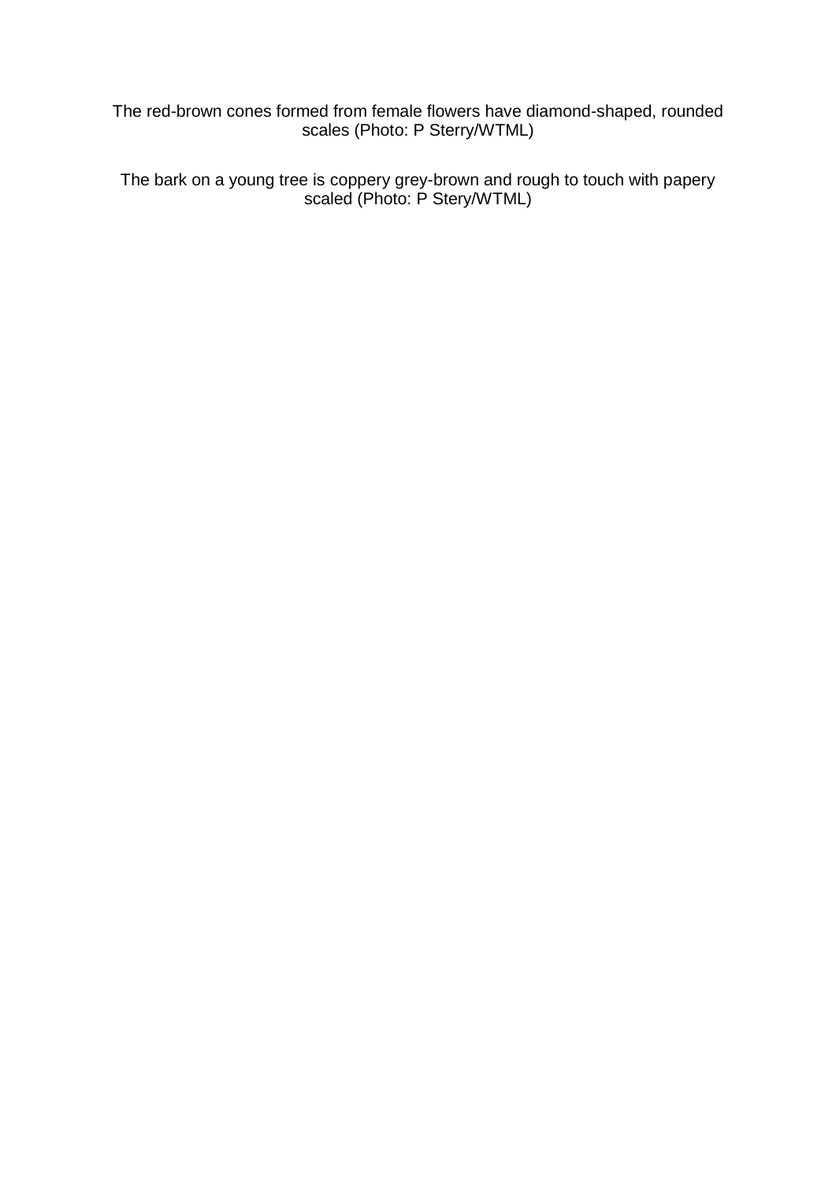The red-brown cones formed from female flowers have diamond-shaped, rounded scales (Photo: P Sterry/WTML)

The bark on a young tree is coppery grey-brown and rough to touch with papery scaled (Photo: P Stery/WTML)